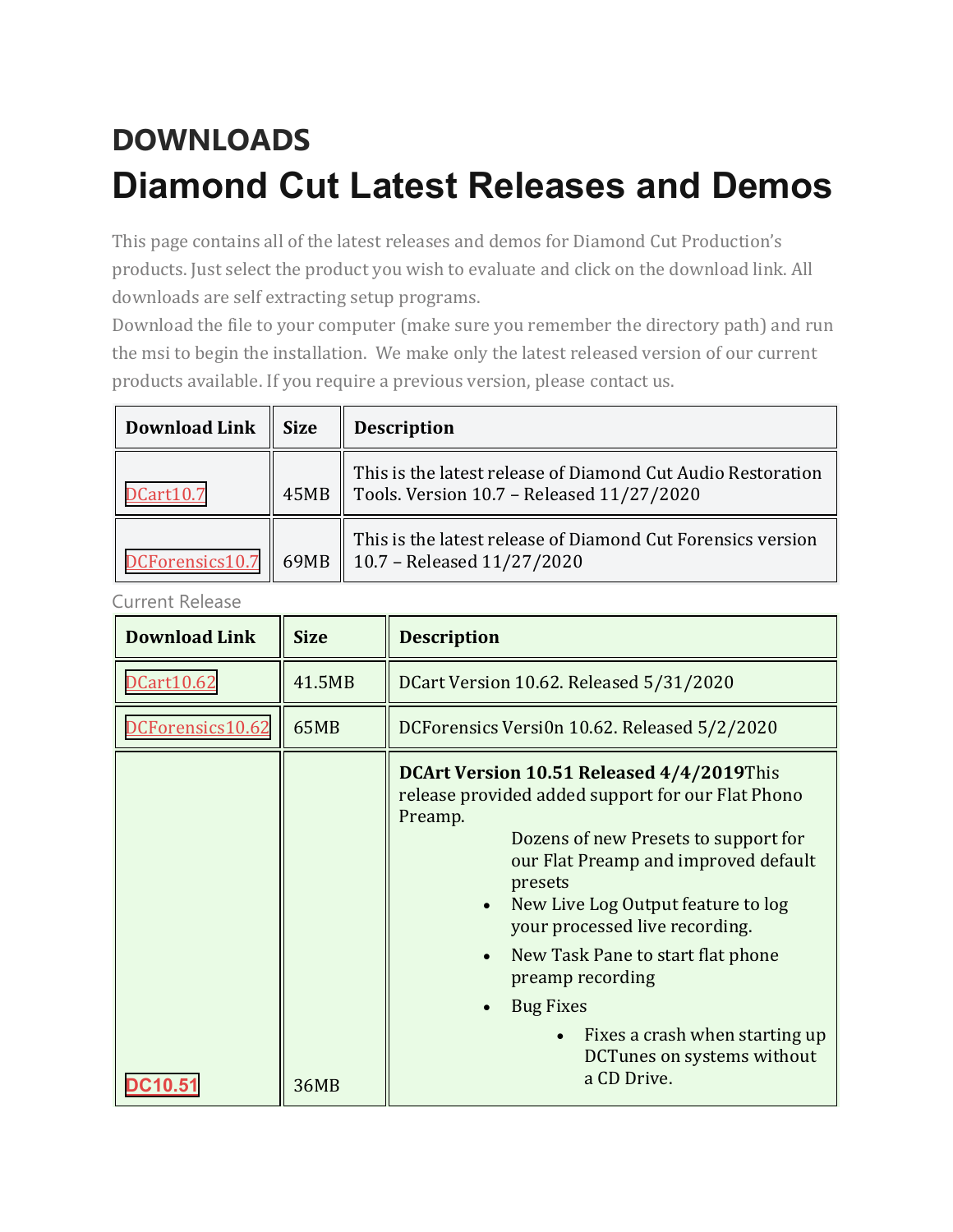## DOWNLOADS

# Diamond Cut Latest Releases and Demos

This page contains all of the latest releases and demos for Diamond Cut Production's products. Just select the product you wish to evaluate and click on the download link. All downloads are self extracting setup programs.
Download the file to your computer (make sure you remember the directory path) and run the msi to begin the installation. We make only the latest released version of our current products available. If you require a previous version, please contact us.

| Download Link | Size | Description |
|---|---|---|
| DCart10.7 | 45MB | This is the latest release of Diamond Cut Audio Restoration Tools. Version 10.7 – Released 11/27/2020 |
| DCForensics10.7 | 69MB | This is the latest release of Diamond Cut Forensics version 10.7 – Released 11/27/2020 |

Current Release

| Download Link | Size | Description |
|---|---|---|
| DCart10.62 | 41.5MB | DCart Version 10.62. Released 5/31/2020 |
| DCForensics10.62 | 65MB | DCForensics Versi0n 10.62. Released 5/2/2020 |
| DC10.51 | 36MB | **DCArt Version 10.51 Released 4/4/2019** This release provided added support for our Flat Phono Preamp. Dozens of new Presets to support for our Flat Preamp and improved default presets; • New Live Log Output feature to log your processed live recording. • New Task Pane to start flat phone preamp recording • Bug Fixes – • Fixes a crash when starting up DCTunes on systems without a CD Drive. |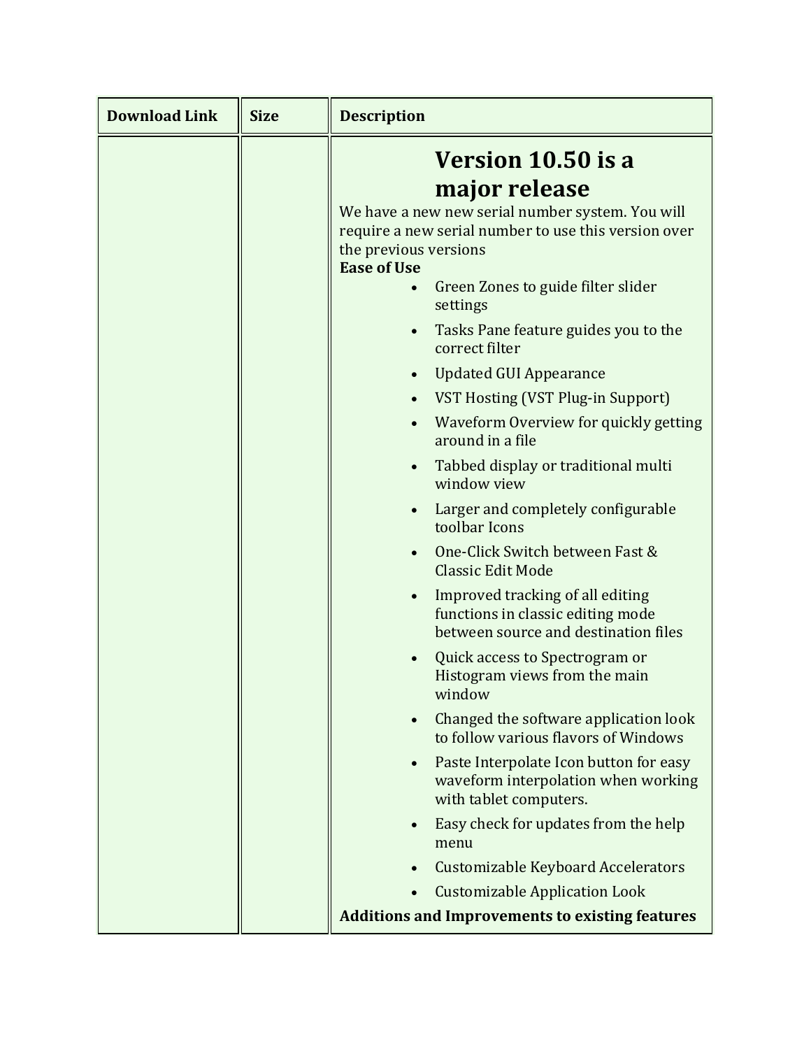| Download Link | Size | Description |
| --- | --- | --- |
| | | **Version 10.50 is a major release**<br>We have a new new serial number system. You will require a new serial number to use this version over the previous versions<br>**Ease of Use**<br>• Green Zones to guide filter slider settings<br>• Tasks Pane feature guides you to the correct filter<br>• Updated GUI Appearance<br>• VST Hosting (VST Plug-in Support)<br>• Waveform Overview for quickly getting around in a file<br>• Tabbed display or traditional multi window view<br>• Larger and completely configurable toolbar Icons<br>• One-Click Switch between Fast & Classic Edit Mode<br>• Improved tracking of all editing functions in classic editing mode between source and destination files<br>• Quick access to Spectrogram or Histogram views from the main window<br>• Changed the software application look to follow various flavors of Windows<br>• Paste Interpolate Icon button for easy waveform interpolation when working with tablet computers.<br>• Easy check for updates from the help menu<br>• Customizable Keyboard Accelerators<br>• Customizable Application Look<br>**Additions and Improvements to existing features** |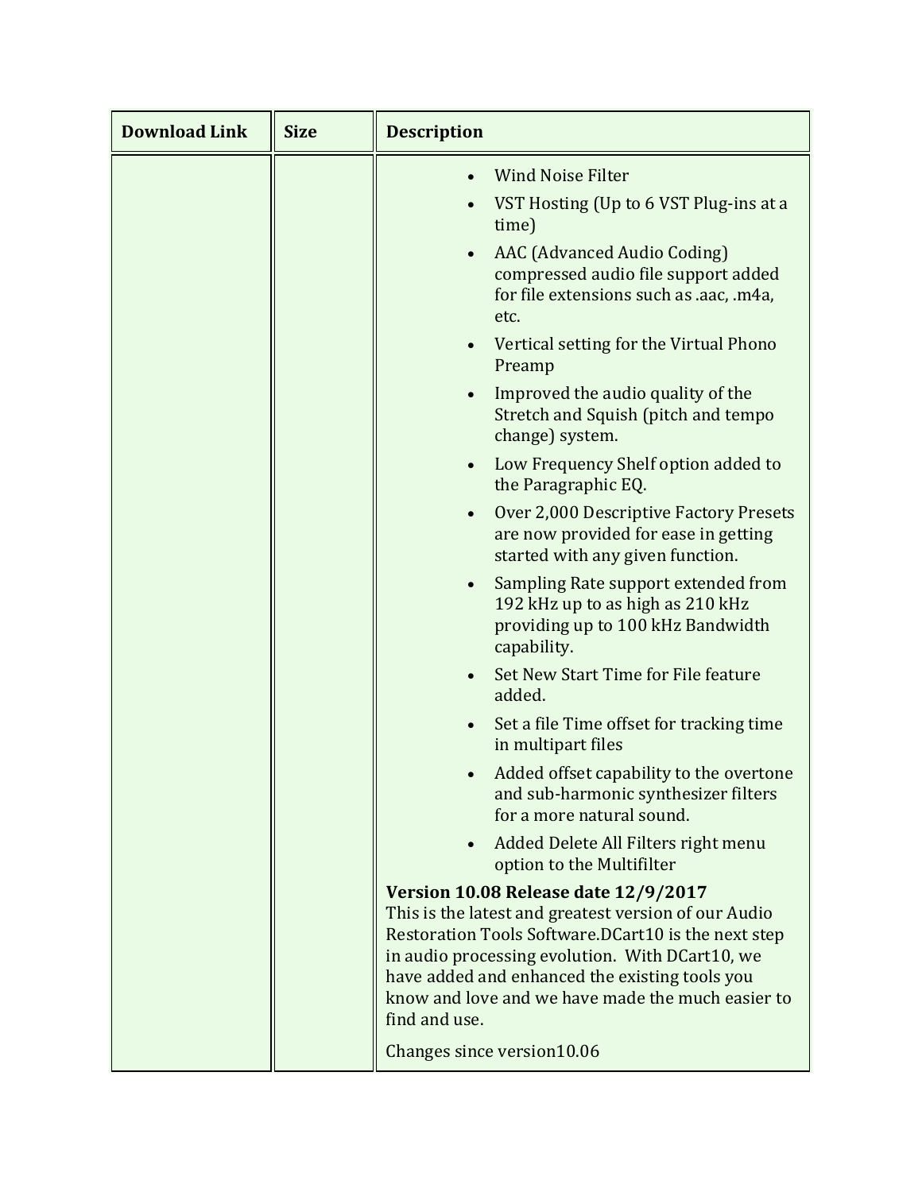| Download Link | Size | Description |
| --- | --- | --- |
| | | <ul><li>Wind Noise Filter</li><li>VST Hosting (Up to 6 VST Plug-ins at a time)</li><li>AAC (Advanced Audio Coding) compressed audio file support added for file extensions such as .aac, .m4a, etc.</li><li>Vertical setting for the Virtual Phono Preamp</li><li>Improved the audio quality of the Stretch and Squish (pitch and tempo change) system.</li><li>Low Frequency Shelf option added to the Paragraphic EQ.</li><li>Over 2,000 Descriptive Factory Presets are now provided for ease in getting started with any given function.</li><li>Sampling Rate support extended from 192 kHz up to as high as 210 kHz providing up to 100 kHz Bandwidth capability.</li><li>Set New Start Time for File feature added.</li><li>Set a file Time offset for tracking time in multipart files</li><li>Added offset capability to the overtone and sub-harmonic synthesizer filters for a more natural sound.</li><li>Added Delete All Filters right menu option to the Multifilter</li></ul>**Version 10.08 Release date 12/9/2017**<br>This is the latest and greatest version of our Audio Restoration Tools Software.DCart10 is the next step in audio processing evolution. With DCart10, we have added and enhanced the existing tools you know and love and we have made the much easier to find and use.<br><br>Changes since version10.06 |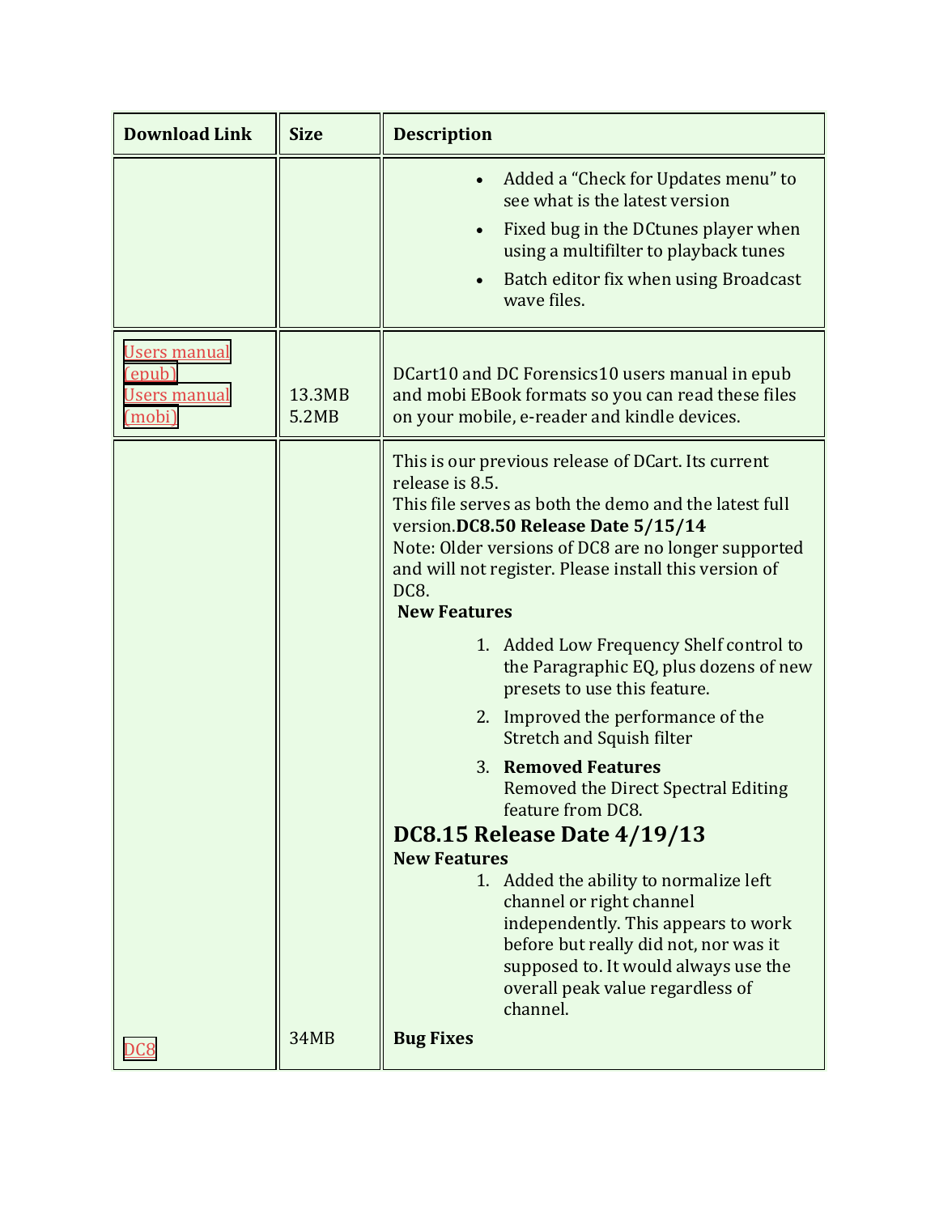| Download Link | Size | Description |
|---|---|---|
| | | • Added a “Check for Updates menu” to see what is the latest version<br>• Fixed bug in the DCtunes player when using a multifilter to playback tunes<br>• Batch editor fix when using Broadcast wave files. |
| Users manual (epub)<br>Users manual (mobi) | 13.3MB<br>5.2MB | DCart10 and DC Forensics10 users manual in epub and mobi EBook formats so you can read these files on your mobile, e-reader and kindle devices. |
| DC8 | 34MB | This is our previous release of DCart. Its current release is 8.5.<br>This file serves as both the demo and the latest full version.**DC8.50 Release Date 5/15/14**<br>Note: Older versions of DC8 are no longer supported and will not register. Please install this version of DC8.<br>**New Features**<br>1. Added Low Frequency Shelf control to the Paragraphic EQ, plus dozens of new presets to use this feature.<br>2. Improved the performance of the Stretch and Squish filter<br>3. **Removed Features** Removed the Direct Spectral Editing feature from DC8.<br>**DC8.15 Release Date 4/19/13**<br>**New Features**<br>1. Added the ability to normalize left channel or right channel independently. This appears to work before but really did not, nor was it supposed to. It would always use the overall peak value regardless of channel.<br>**Bug Fixes** |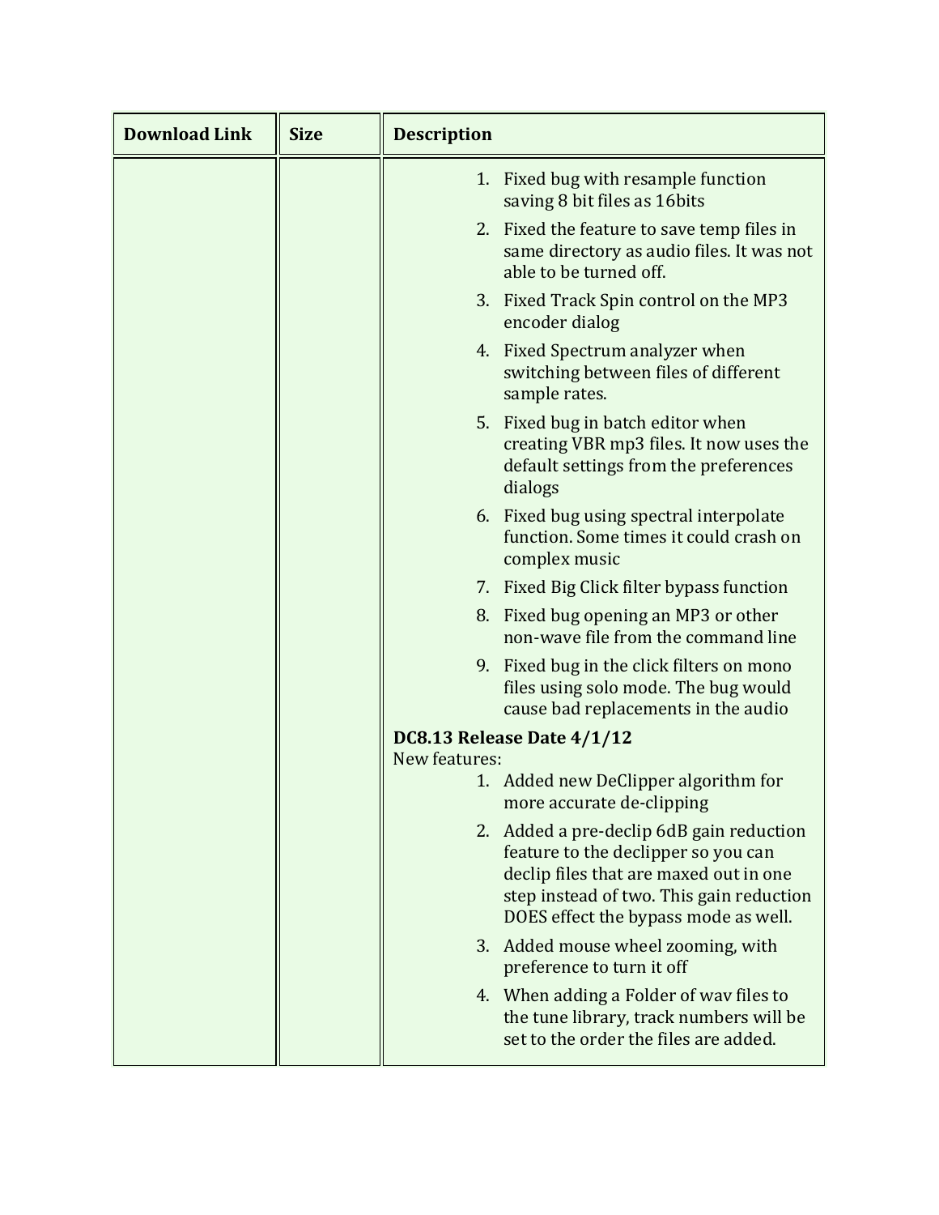| Download Link | Size | Description |
| --- | --- | --- |
| | | 1. Fixed bug with resample function saving 8 bit files as 16bits<br>2. Fixed the feature to save temp files in same directory as audio files. It was not able to be turned off.<br>3. Fixed Track Spin control on the MP3 encoder dialog<br>4. Fixed Spectrum analyzer when switching between files of different sample rates.<br>5. Fixed bug in batch editor when creating VBR mp3 files. It now uses the default settings from the preferences dialogs<br>6. Fixed bug using spectral interpolate function. Some times it could crash on complex music<br>7. Fixed Big Click filter bypass function<br>8. Fixed bug opening an MP3 or other non-wave file from the command line<br>9. Fixed bug in the click filters on mono files using solo mode. The bug would cause bad replacements in the audio<br>**DC8.13 Release Date 4/1/12**<br>New features:<br>1. Added new DeClipper algorithm for more accurate de-clipping<br>2. Added a pre-declip 6dB gain reduction feature to the declipper so you can declip files that are maxed out in one step instead of two. This gain reduction DOES effect the bypass mode as well.<br>3. Added mouse wheel zooming, with preference to turn it off<br>4. When adding a Folder of wav files to the tune library, track numbers will be set to the order the files are added. |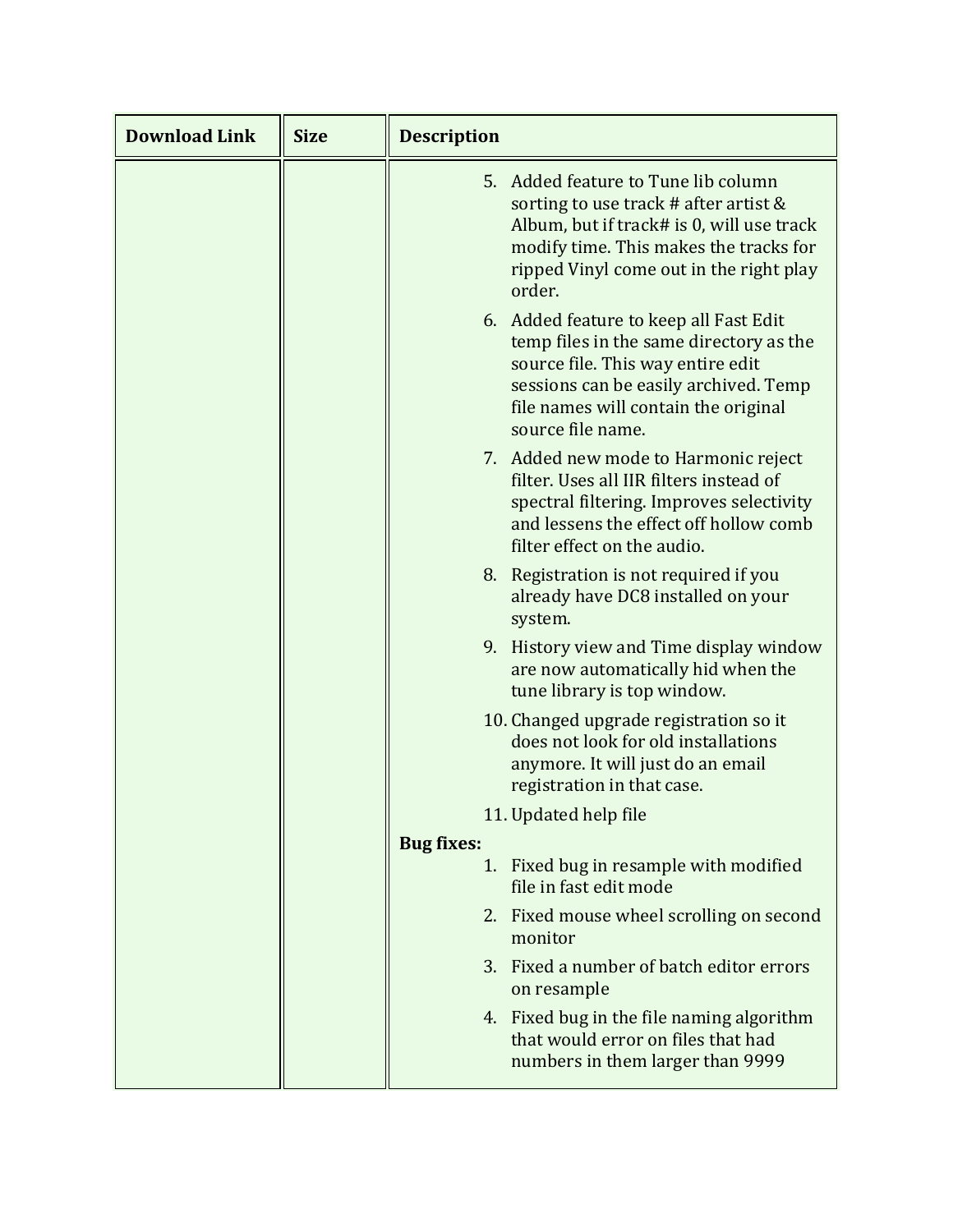| Download Link | Size | Description |
| --- | --- | --- |
| | | 5. Added feature to Tune lib column sorting to use track # after artist & Album, but if track# is 0, will use track modify time. This makes the tracks for ripped Vinyl come out in the right play order.<br>6. Added feature to keep all Fast Edit temp files in the same directory as the source file. This way entire edit sessions can be easily archived. Temp file names will contain the original source file name.<br>7. Added new mode to Harmonic reject filter. Uses all IIR filters instead of spectral filtering. Improves selectivity and lessens the effect off hollow comb filter effect on the audio.<br>8. Registration is not required if you already have DC8 installed on your system.<br>9. History view and Time display window are now automatically hid when the tune library is top window.<br>10. Changed upgrade registration so it does not look for old installations anymore. It will just do an email registration in that case.<br>11. Updated help file<br>**Bug fixes:**<br>1. Fixed bug in resample with modified file in fast edit mode<br>2. Fixed mouse wheel scrolling on second monitor<br>3. Fixed a number of batch editor errors on resample<br>4. Fixed bug in the file naming algorithm that would error on files that had numbers in them larger than 9999 |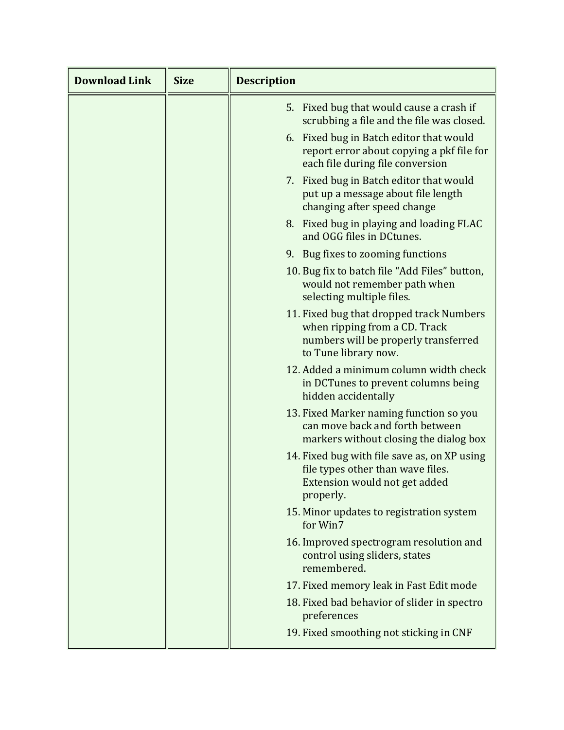| Download Link | Size | Description |
|---|---|---|
| | | 5. Fixed bug that would cause a crash if scrubbing a file and the file was closed.<br>6. Fixed bug in Batch editor that would report error about copying a pkf file for each file during file conversion<br>7. Fixed bug in Batch editor that would put up a message about file length changing after speed change<br>8. Fixed bug in playing and loading FLAC and OGG files in DCtunes.<br>9. Bug fixes to zooming functions<br>10. Bug fix to batch file “Add Files” button, would not remember path when selecting multiple files.<br>11. Fixed bug that dropped track Numbers when ripping from a CD. Track numbers will be properly transferred to Tune library now.<br>12. Added a minimum column width check in DCTunes to prevent columns being hidden accidentally<br>13. Fixed Marker naming function so you can move back and forth between markers without closing the dialog box<br>14. Fixed bug with file save as, on XP using file types other than wave files. Extension would not get added properly.<br>15. Minor updates to registration system for Win7<br>16. Improved spectrogram resolution and control using sliders, states remembered.<br>17. Fixed memory leak in Fast Edit mode<br>18. Fixed bad behavior of slider in spectro preferences<br>19. Fixed smoothing not sticking in CNF |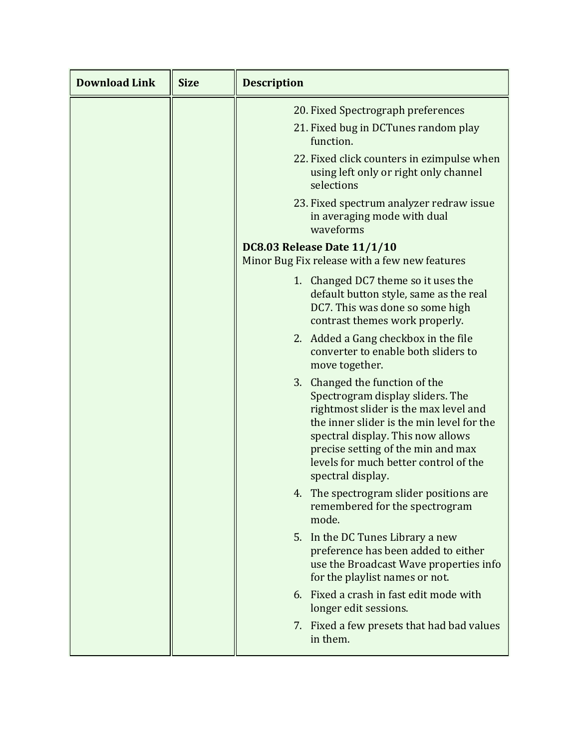| Download Link | Size | Description |
| --- | --- | --- |
| | | 20. Fixed Spectrograph preferences<br>21. Fixed bug in DCTunes random play function.<br>22. Fixed click counters in ezimpulse when using left only or right only channel selections<br>23. Fixed spectrum analyzer redraw issue in averaging mode with dual waveforms<br>**DC8.03 Release Date 11/1/10**<br>Minor Bug Fix release with a few new features<br>1. Changed DC7 theme so it uses the default button style, same as the real DC7. This was done so some high contrast themes work properly.<br>2. Added a Gang checkbox in the file converter to enable both sliders to move together.<br>3. Changed the function of the Spectrogram display sliders. The rightmost slider is the max level and the inner slider is the min level for the spectral display. This now allows precise setting of the min and max levels for much better control of the spectral display.<br>4. The spectrogram slider positions are remembered for the spectrogram mode.<br>5. In the DC Tunes Library a new preference has been added to either use the Broadcast Wave properties info for the playlist names or not.<br>6. Fixed a crash in fast edit mode with longer edit sessions.<br>7. Fixed a few presets that had bad values in them. |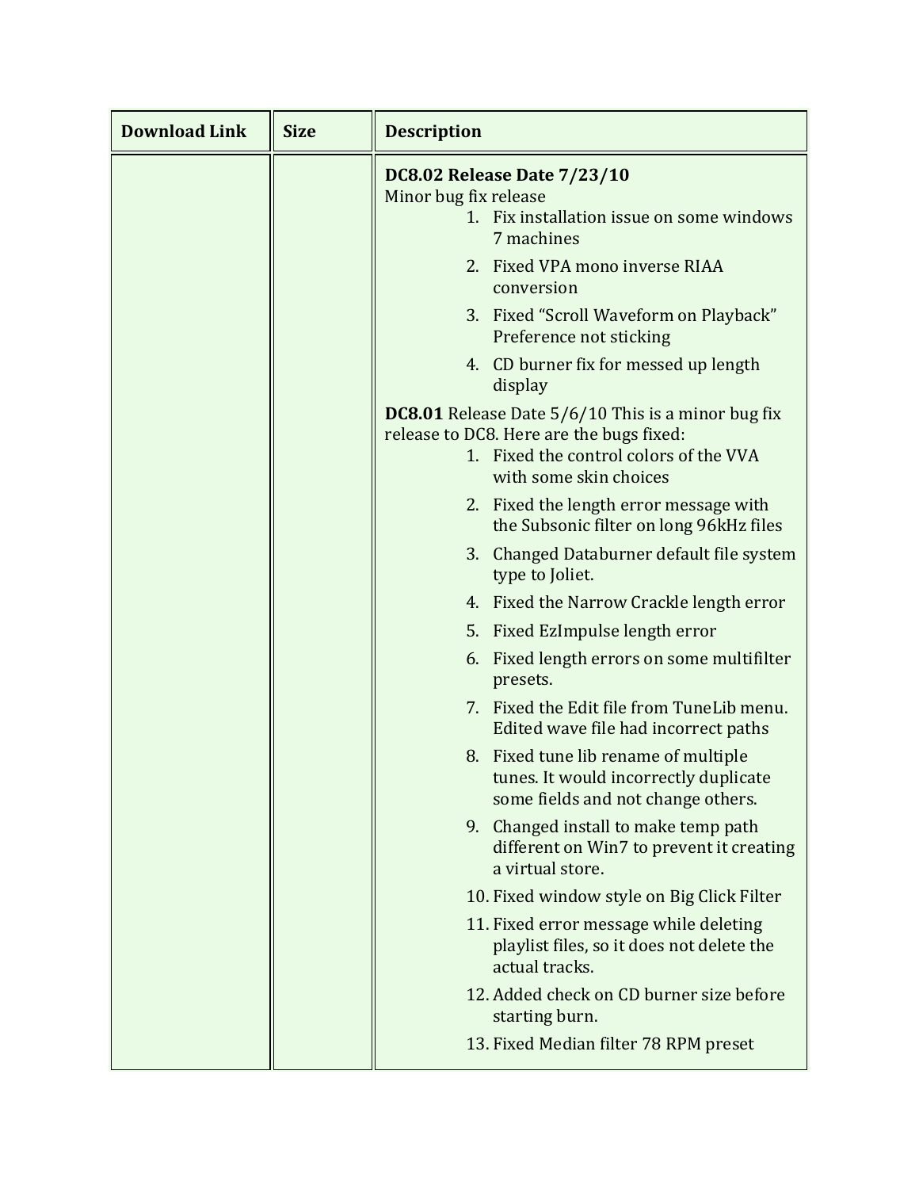| Download Link | Size | Description |
| --- | --- | --- |
| | | **DC8.02 Release Date 7/23/10**<br>Minor bug fix release<br>1. Fix installation issue on some windows 7 machines<br>2. Fixed VPA mono inverse RIAA conversion<br>3. Fixed “Scroll Waveform on Playback” Preference not sticking<br>4. CD burner fix for messed up length display<br><br>**DC8.01** Release Date 5/6/10 This is a minor bug fix release to DC8. Here are the bugs fixed:<br>1. Fixed the control colors of the VVA with some skin choices<br>2. Fixed the length error message with the Subsonic filter on long 96kHz files<br>3. Changed Databurner default file system type to Joliet.<br>4. Fixed the Narrow Crackle length error<br>5. Fixed EzImpulse length error<br>6. Fixed length errors on some multifilter presets.<br>7. Fixed the Edit file from TuneLib menu. Edited wave file had incorrect paths<br>8. Fixed tune lib rename of multiple tunes. It would incorrectly duplicate some fields and not change others.<br>9. Changed install to make temp path different on Win7 to prevent it creating a virtual store.<br>10. Fixed window style on Big Click Filter<br>11. Fixed error message while deleting playlist files, so it does not delete the actual tracks.<br>12. Added check on CD burner size before starting burn.<br>13. Fixed Median filter 78 RPM preset |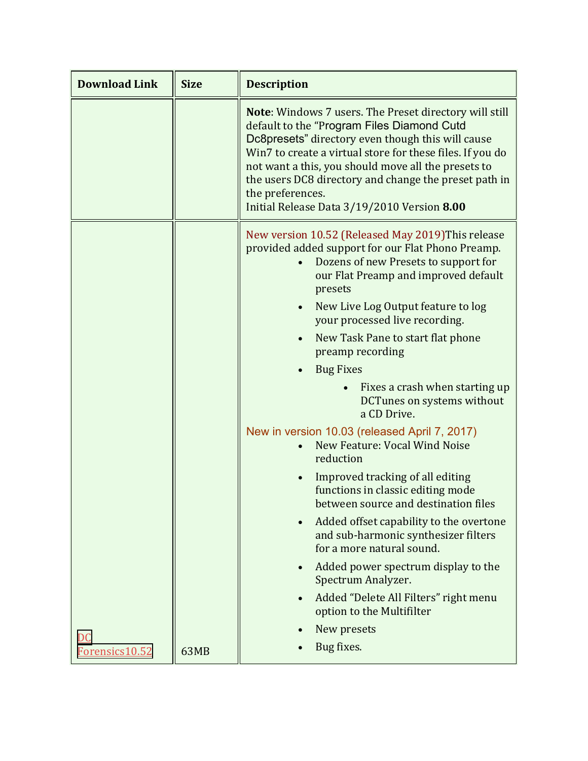| Download Link | Size | Description |
| --- | --- | --- |
| | | **Note**: Windows 7 users. The Preset directory will still default to the "Program Files Diamond Cutd Dc8presets" directory even though this will cause Win7 to create a virtual store for these files. If you do not want a this, you should move all the presets to the users DC8 directory and change the preset path in the preferences.<br>Initial Release Data 3/19/2010 Version **8.00** |
| DC Forensics10.52 | 63MB | New version 10.52 (Released May 2019)This release provided added support for our Flat Phono Preamp.<br>• Dozens of new Presets to support for our Flat Preamp and improved default presets<br>• New Live Log Output feature to log your processed live recording.<br>• New Task Pane to start flat phone preamp recording<br>• Bug Fixes<br>&nbsp;&nbsp;&nbsp;&nbsp;◦ Fixes a crash when starting up DCTunes on systems without a CD Drive.<br>New in version 10.03 (released April 7, 2017)<br>• New Feature: Vocal Wind Noise reduction<br>• Improved tracking of all editing functions in classic editing mode between source and destination files<br>• Added offset capability to the overtone and sub-harmonic synthesizer filters for a more natural sound.<br>• Added power spectrum display to the Spectrum Analyzer.<br>• Added "Delete All Filters" right menu option to the Multifilter<br>• New presets<br>• Bug fixes. |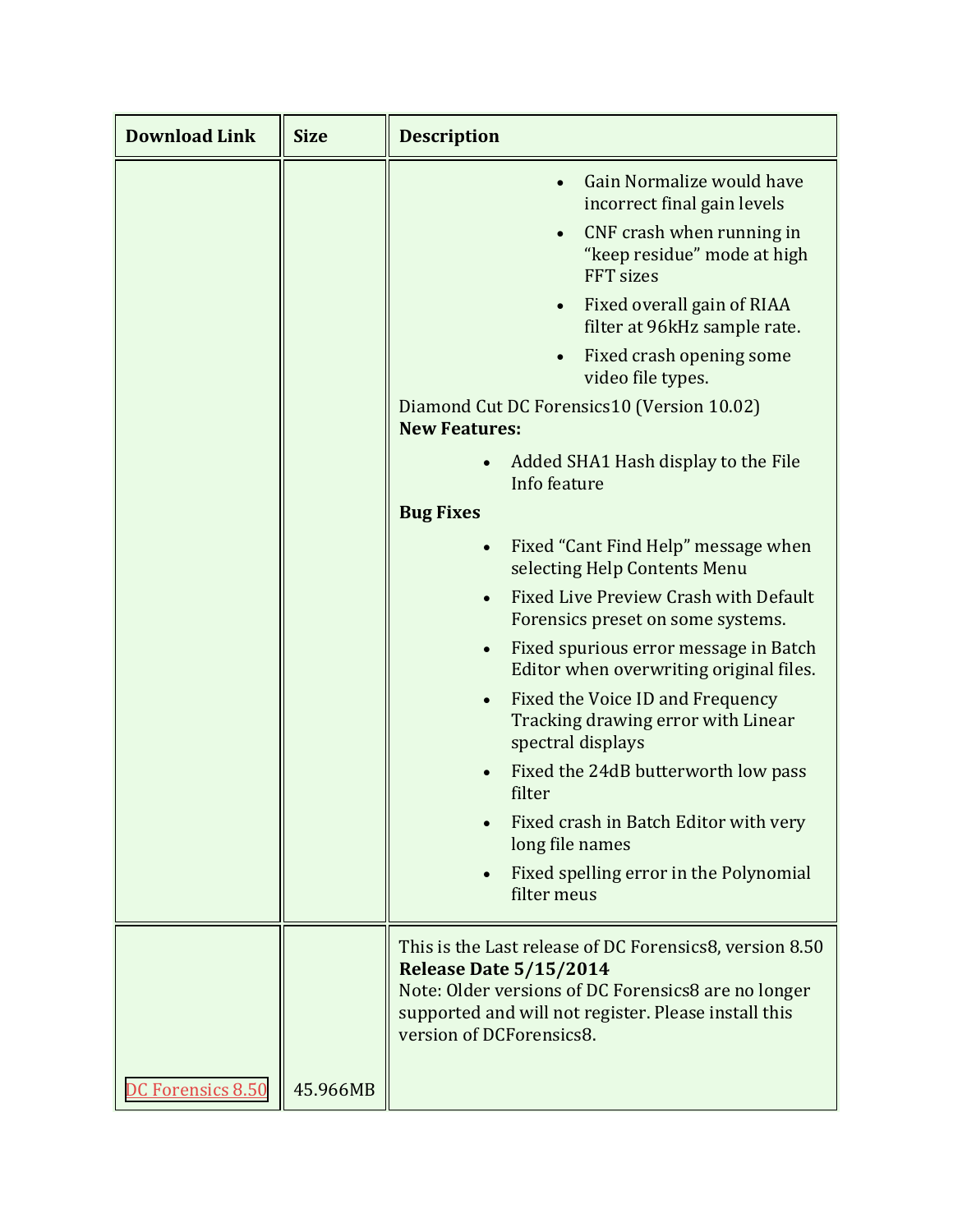| Download Link | Size | Description |
| --- | --- | --- |
| | | <ul><li>Gain Normalize would have incorrect final gain levels</li><li>CNF crash when running in “keep residue” mode at high FFT sizes</li><li>Fixed overall gain of RIAA filter at 96kHz sample rate.</li><li>Fixed crash opening some video file types.</li></ul>Diamond Cut DC Forensics10 (Version 10.02)<br>**New Features:**<ul><li>Added SHA1 Hash display to the File Info feature</li></ul>**Bug Fixes**<ul><li>Fixed “Cant Find Help” message when selecting Help Contents Menu</li><li>Fixed Live Preview Crash with Default Forensics preset on some systems.</li><li>Fixed spurious error message in Batch Editor when overwriting original files.</li><li>Fixed the Voice ID and Frequency Tracking drawing error with Linear spectral displays</li><li>Fixed the 24dB butterworth low pass filter</li><li>Fixed crash in Batch Editor with very long file names</li><li>Fixed spelling error in the Polynomial filter meus</li></ul> |
| DC Forensics 8.50 | 45.966MB | This is the Last release of DC Forensics8, version 8.50<br>**Release Date 5/15/2014**<br>Note: Older versions of DC Forensics8 are no longer supported and will not register. Please install this version of DCForensics8. |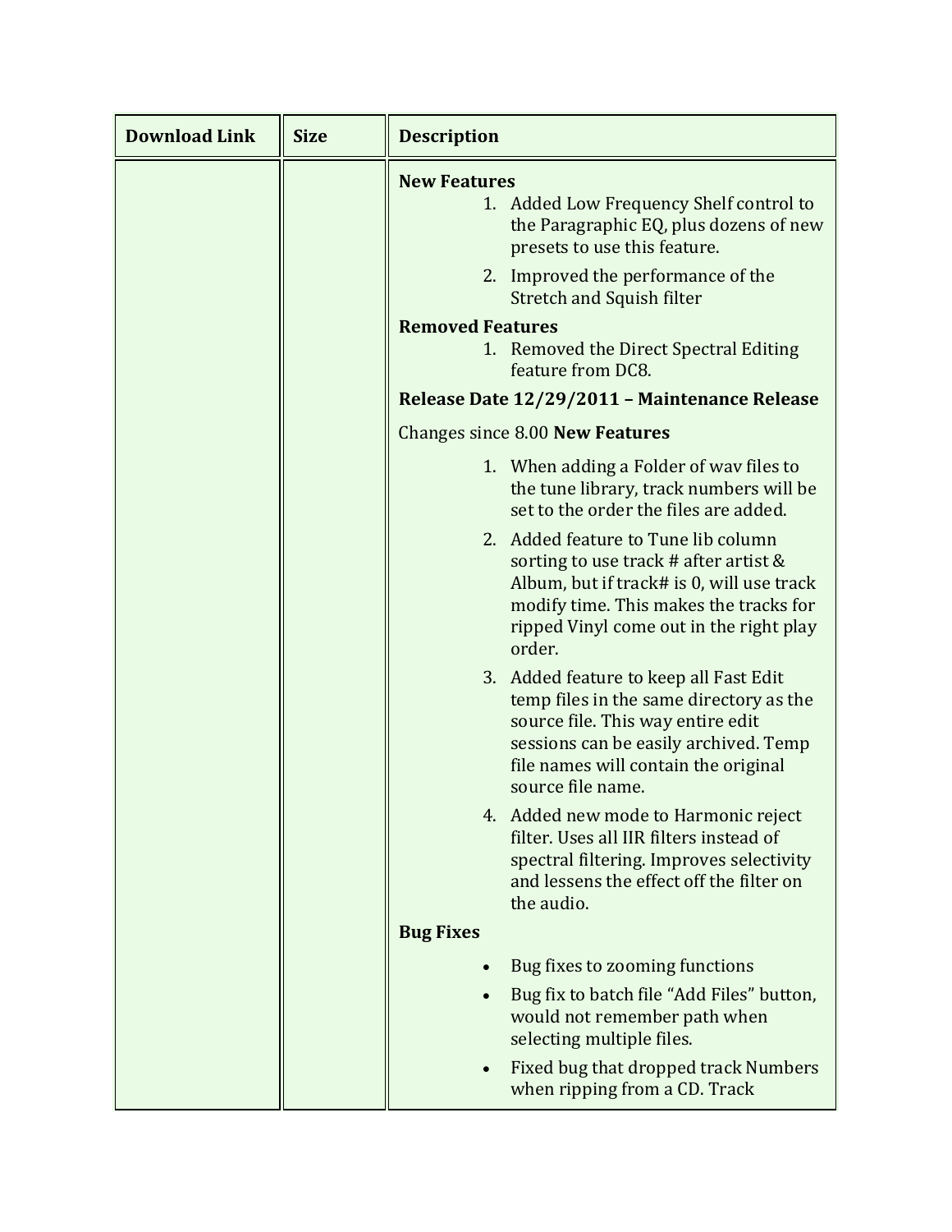| Download Link | Size | Description |
|---|---|---|
| | | **New Features**<br>1. Added Low Frequency Shelf control to the Paragraphic EQ, plus dozens of new presets to use this feature.<br>2. Improved the performance of the Stretch and Squish filter<br>**Removed Features**<br>1. Removed the Direct Spectral Editing feature from DC8.<br>**Release Date 12/29/2011 – Maintenance Release**<br>Changes since 8.00 **New Features**<br>1. When adding a Folder of wav files to the tune library, track numbers will be set to the order the files are added.<br>2. Added feature to Tune lib column sorting to use track # after artist & Album, but if track# is 0, will use track modify time. This makes the tracks for ripped Vinyl come out in the right play order.<br>3. Added feature to keep all Fast Edit temp files in the same directory as the source file. This way entire edit sessions can be easily archived. Temp file names will contain the original source file name.<br>4. Added new mode to Harmonic reject filter. Uses all IIR filters instead of spectral filtering. Improves selectivity and lessens the effect off the filter on the audio.<br>**Bug Fixes**<br>• Bug fixes to zooming functions<br>• Bug fix to batch file "Add Files" button, would not remember path when selecting multiple files.<br>• Fixed bug that dropped track Numbers when ripping from a CD. Track |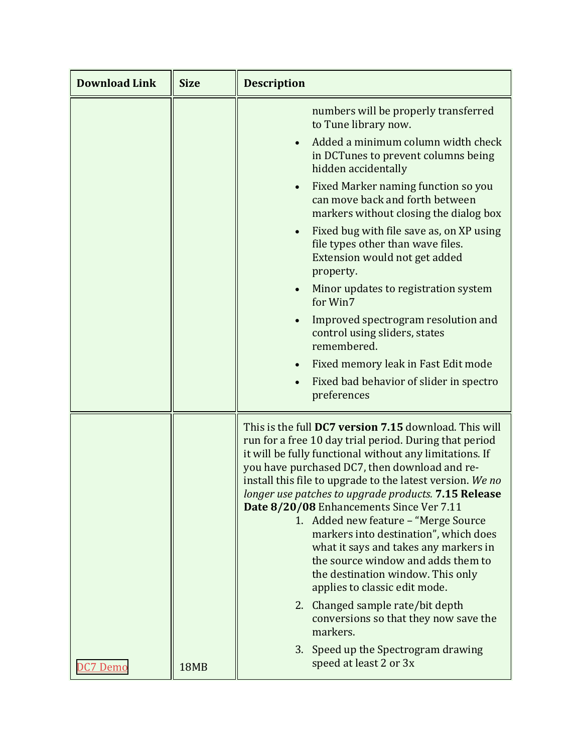| Download Link | Size | Description |
|---|---|---|
| | | numbers will be properly transferred to Tune library now.<br>• Added a minimum column width check in DCTunes to prevent columns being hidden accidentally<br>• Fixed Marker naming function so you can move back and forth between markers without closing the dialog box<br>• Fixed bug with file save as, on XP using file types other than wave files. Extension would not get added property.<br>• Minor updates to registration system for Win7<br>• Improved spectrogram resolution and control using sliders, states remembered.<br>• Fixed memory leak in Fast Edit mode<br>• Fixed bad behavior of slider in spectro preferences |
| DC7 Demo | 18MB | This is the full **DC7 version 7.15** download. This will run for a free 10 day trial period. During that period it will be fully functional without any limitations. If you have purchased DC7, then download and re-install this file to upgrade to the latest version. *We no longer use patches to upgrade products.* **7.15 Release Date 8/20/08** Enhancements Since Ver 7.11<br>1. Added new feature – "Merge Source markers into destination", which does what it says and takes any markers in the source window and adds them to the destination window. This only applies to classic edit mode.<br>2. Changed sample rate/bit depth conversions so that they now save the markers.<br>3. Speed up the Spectrogram drawing speed at least 2 or 3x |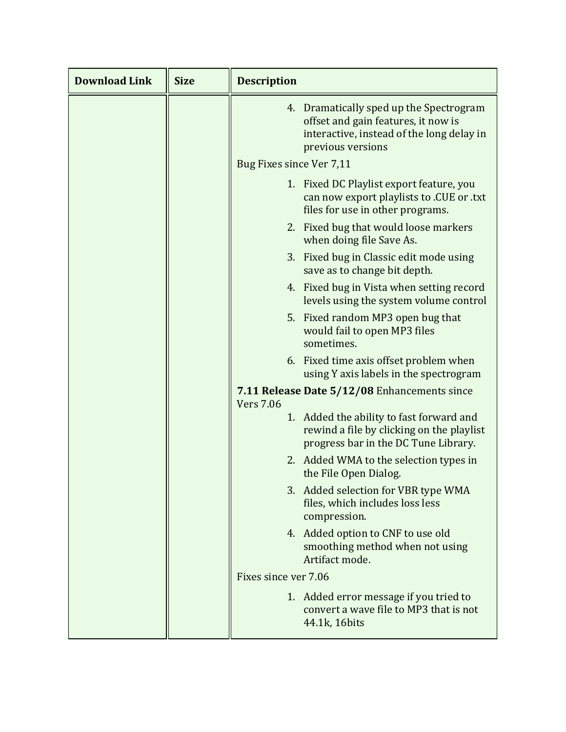| Download Link | Size | Description |
| --- | --- | --- |
| | | 4. Dramatically sped up the Spectrogram offset and gain features, it now is interactive, instead of the long delay in previous versions<br><br>Bug Fixes since Ver 7,11<br><br>1. Fixed DC Playlist export feature, you can now export playlists to .CUE or .txt files for use in other programs.<br>2. Fixed bug that would loose markers when doing file Save As.<br>3. Fixed bug in Classic edit mode using save as to change bit depth.<br>4. Fixed bug in Vista when setting record levels using the system volume control<br>5. Fixed random MP3 open bug that would fail to open MP3 files sometimes.<br>6. Fixed time axis offset problem when using Y axis labels in the spectrogram<br><br>**7.11 Release Date 5/12/08** Enhancements since Vers 7.06<br><br>1. Added the ability to fast forward and rewind a file by clicking on the playlist progress bar in the DC Tune Library.<br>2. Added WMA to the selection types in the File Open Dialog.<br>3. Added selection for VBR type WMA files, which includes loss less compression.<br>4. Added option to CNF to use old smoothing method when not using Artifact mode.<br><br>Fixes since ver 7.06<br><br>1. Added error message if you tried to convert a wave file to MP3 that is not 44.1k, 16bits |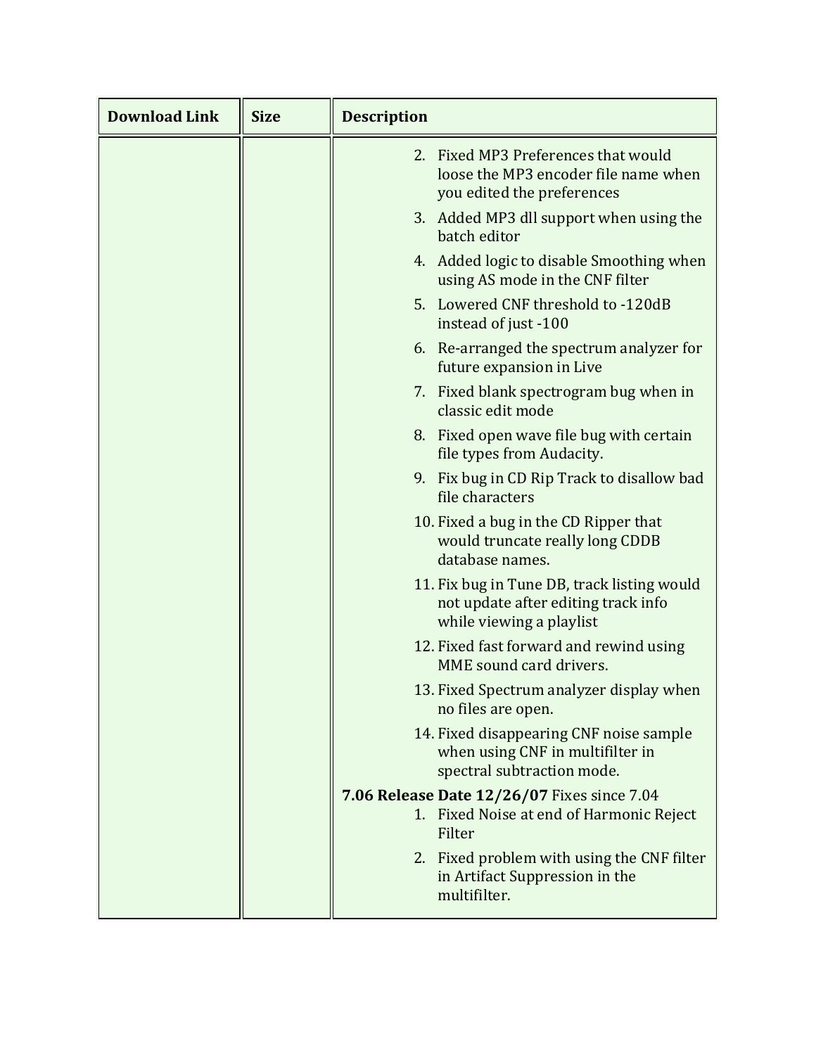| Download Link | Size | Description |
| --- | --- | --- |
| | | 2. Fixed MP3 Preferences that would loose the MP3 encoder file name when you edited the preferences<br>3. Added MP3 dll support when using the batch editor<br>4. Added logic to disable Smoothing when using AS mode in the CNF filter<br>5. Lowered CNF threshold to -120dB instead of just -100<br>6. Re-arranged the spectrum analyzer for future expansion in Live<br>7. Fixed blank spectrogram bug when in classic edit mode<br>8. Fixed open wave file bug with certain file types from Audacity.<br>9. Fix bug in CD Rip Track to disallow bad file characters<br>10. Fixed a bug in the CD Ripper that would truncate really long CDDB database names.<br>11. Fix bug in Tune DB, track listing would not update after editing track info while viewing a playlist<br>12. Fixed fast forward and rewind using MME sound card drivers.<br>13. Fixed Spectrum analyzer display when no files are open.<br>14. Fixed disappearing CNF noise sample when using CNF in multifilter in spectral subtraction mode.<br>**7.06 Release Date 12/26/07** Fixes since 7.04<br>1. Fixed Noise at end of Harmonic Reject Filter<br>2. Fixed problem with using the CNF filter in Artifact Suppression in the multifilter. |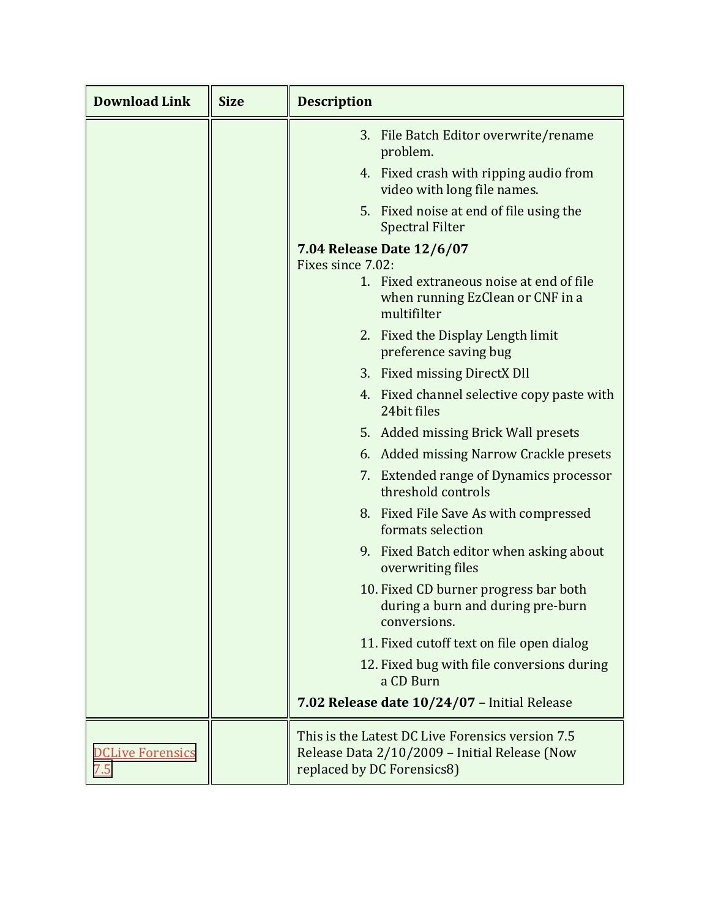| Download Link | Size | Description |
|---|---|---|
| | | 3. File Batch Editor overwrite/rename problem.<br>4. Fixed crash with ripping audio from video with long file names.<br>5. Fixed noise at end of file using the Spectral Filter<br>**7.04 Release Date 12/6/07**<br>Fixes since 7.02:<br>1. Fixed extraneous noise at end of file when running EzClean or CNF in a multifilter<br>2. Fixed the Display Length limit preference saving bug<br>3. Fixed missing DirectX Dll<br>4. Fixed channel selective copy paste with 24bit files<br>5. Added missing Brick Wall presets<br>6. Added missing Narrow Crackle presets<br>7. Extended range of Dynamics processor threshold controls<br>8. Fixed File Save As with compressed formats selection<br>9. Fixed Batch editor when asking about overwriting files<br>10. Fixed CD burner progress bar both during a burn and during pre-burn conversions.<br>11. Fixed cutoff text on file open dialog<br>12. Fixed bug with file conversions during a CD Burn<br>**7.02 Release date 10/24/07** – Initial Release |
| DCLive Forensics 7.5 | | This is the Latest DC Live Forensics version 7.5 Release Data 2/10/2009 – Initial Release (Now replaced by DC Forensics8) |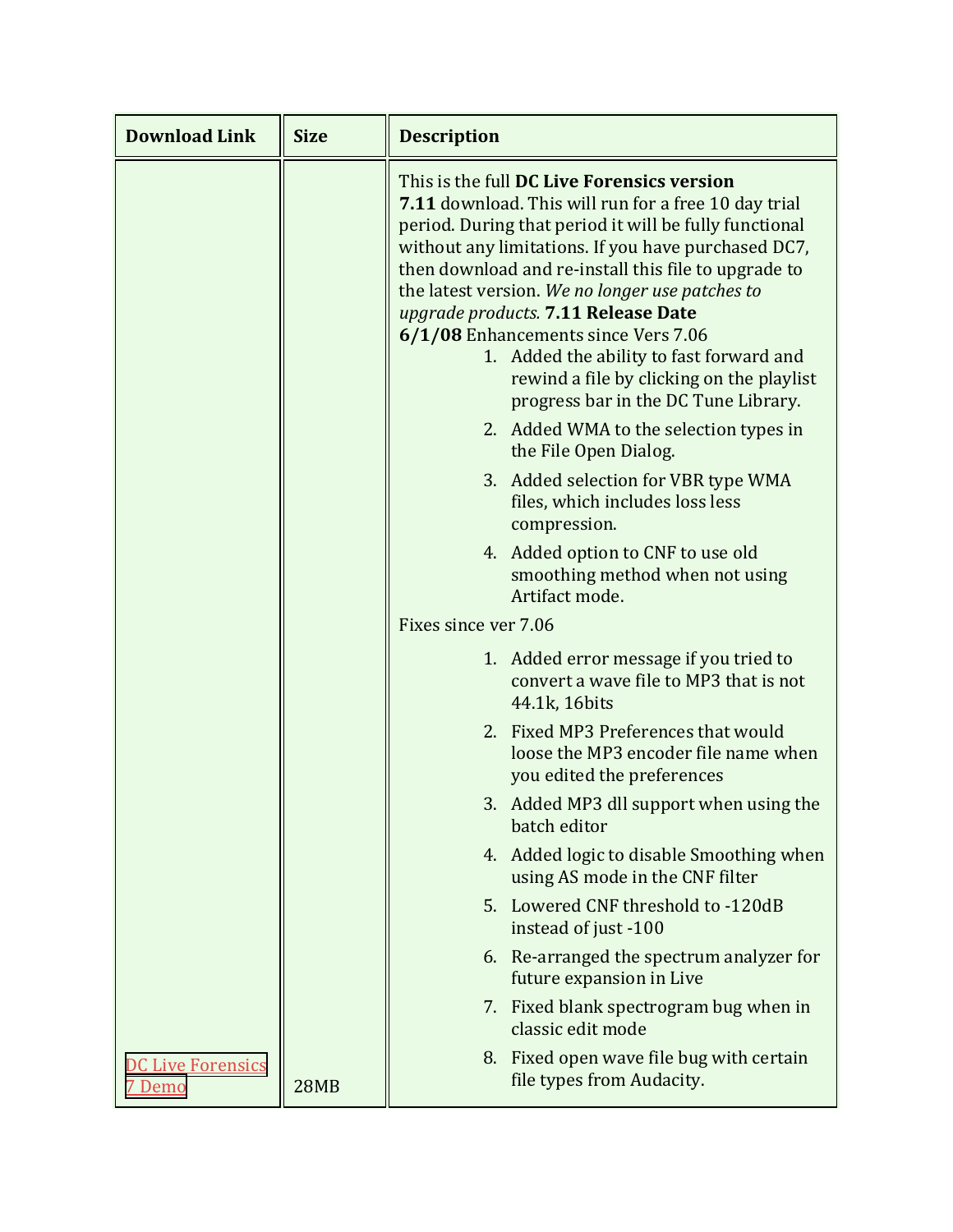| Download Link | Size | Description |
| --- | --- | --- |
| DC Live Forensics 7 Demo | 28MB | This is the full **DC Live Forensics version 7.11** download. This will run for a free 10 day trial period. During that period it will be fully functional without any limitations. If you have purchased DC7, then download and re-install this file to upgrade to the latest version. *We no longer use patches to upgrade products.* **7.11 Release Date 6/1/08** Enhancements since Vers 7.06<br>1. Added the ability to fast forward and rewind a file by clicking on the playlist progress bar in the DC Tune Library.<br>2. Added WMA to the selection types in the File Open Dialog.<br>3. Added selection for VBR type WMA files, which includes loss less compression.<br>4. Added option to CNF to use old smoothing method when not using Artifact mode.<br><br>Fixes since ver 7.06<br>1. Added error message if you tried to convert a wave file to MP3 that is not 44.1k, 16bits<br>2. Fixed MP3 Preferences that would loose the MP3 encoder file name when you edited the preferences<br>3. Added MP3 dll support when using the batch editor<br>4. Added logic to disable Smoothing when using AS mode in the CNF filter<br>5. Lowered CNF threshold to -120dB instead of just -100<br>6. Re-arranged the spectrum analyzer for future expansion in Live<br>7. Fixed blank spectrogram bug when in classic edit mode<br>8. Fixed open wave file bug with certain file types from Audacity. |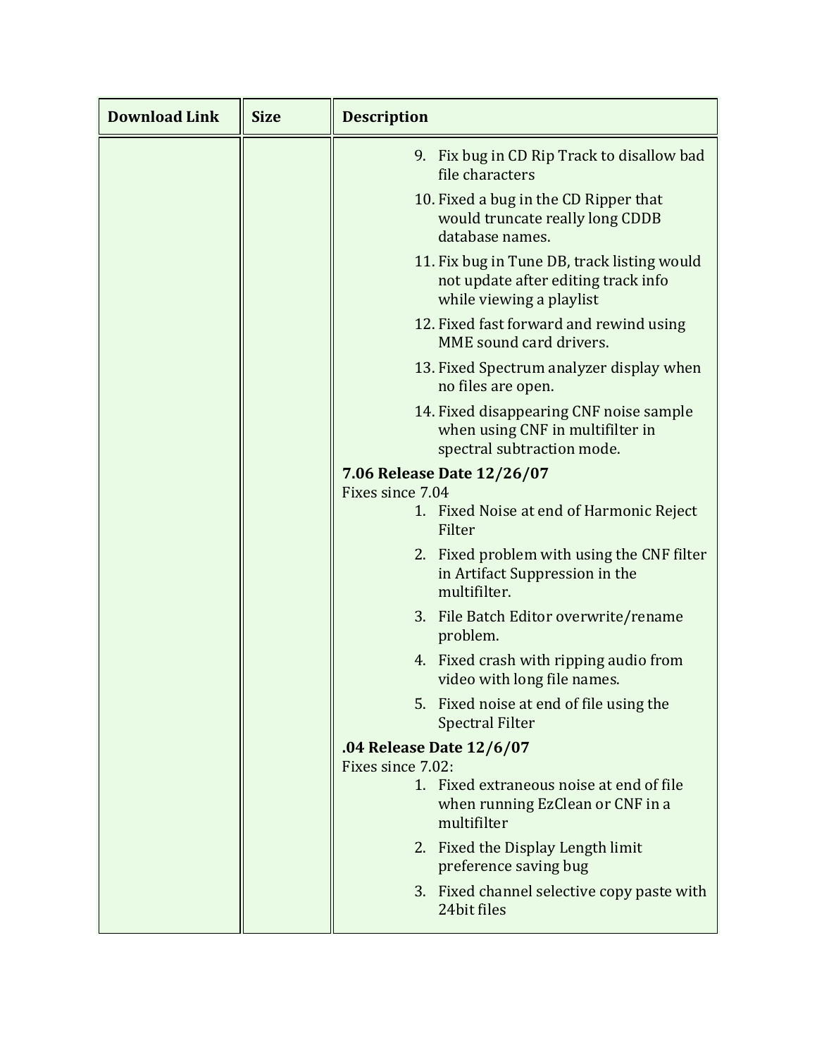| Download Link | Size | Description |
| --- | --- | --- |
| | | 9. Fix bug in CD Rip Track to disallow bad file characters<br>10. Fixed a bug in the CD Ripper that would truncate really long CDDB database names.<br>11. Fix bug in Tune DB, track listing would not update after editing track info while viewing a playlist<br>12. Fixed fast forward and rewind using MME sound card drivers.<br>13. Fixed Spectrum analyzer display when no files are open.<br>14. Fixed disappearing CNF noise sample when using CNF in multifilter in spectral subtraction mode.<br>**7.06 Release Date 12/26/07**<br>Fixes since 7.04<br>1. Fixed Noise at end of Harmonic Reject Filter<br>2. Fixed problem with using the CNF filter in Artifact Suppression in the multifilter.<br>3. File Batch Editor overwrite/rename problem.<br>4. Fixed crash with ripping audio from video with long file names.<br>5. Fixed noise at end of file using the Spectral Filter<br>**.04 Release Date 12/6/07**<br>Fixes since 7.02:<br>1. Fixed extraneous noise at end of file when running EzClean or CNF in a multifilter<br>2. Fixed the Display Length limit preference saving bug<br>3. Fixed channel selective copy paste with 24bit files |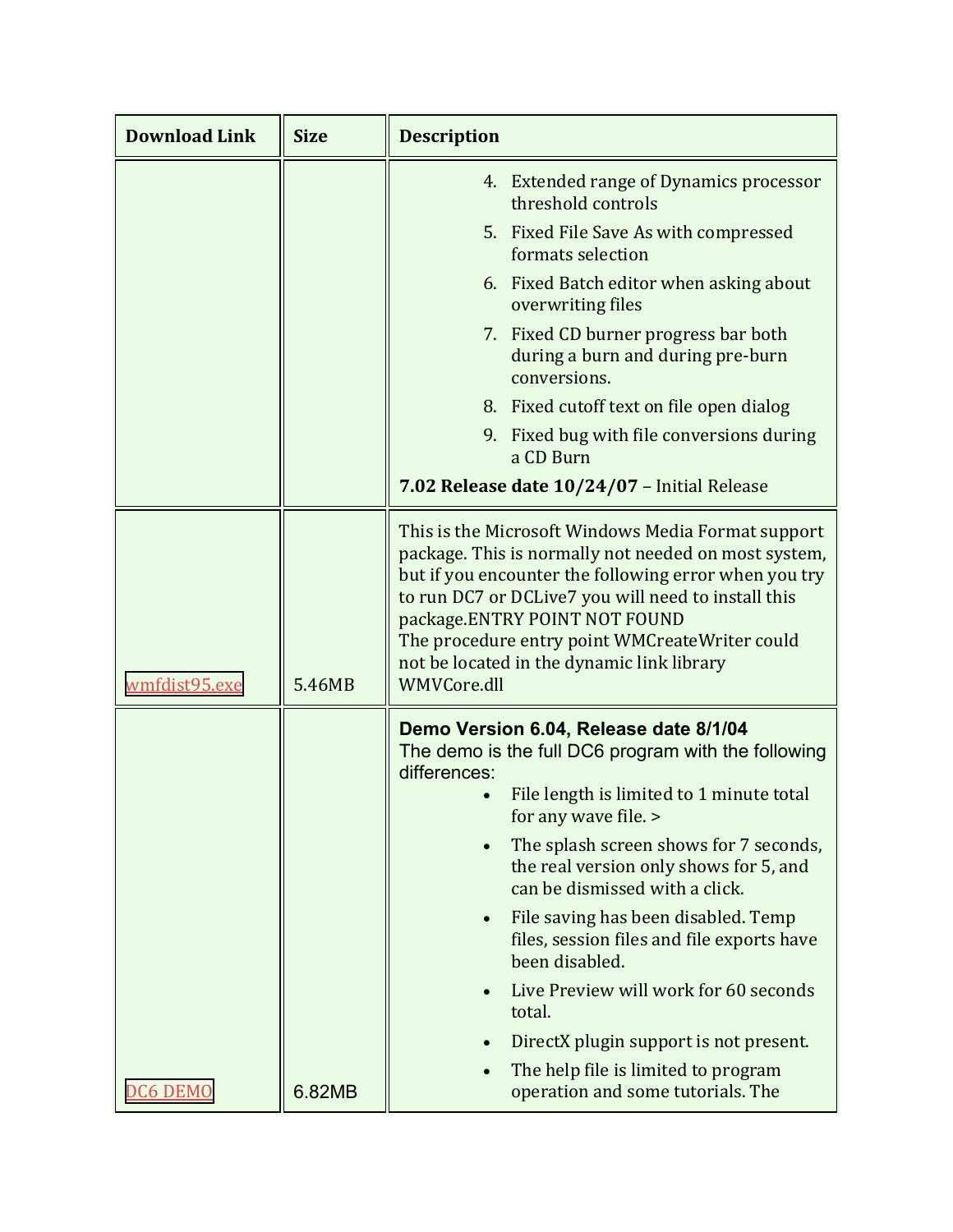| Download Link | Size | Description |
| --- | --- | --- |
| | | 4. Extended range of Dynamics processor threshold controls<br>5. Fixed File Save As with compressed formats selection<br>6. Fixed Batch editor when asking about overwriting files<br>7. Fixed CD burner progress bar both during a burn and during pre-burn conversions.<br>8. Fixed cutoff text on file open dialog<br>9. Fixed bug with file conversions during a CD Burn<br>**7.02 Release date 10/24/07** – Initial Release |
| wmfdist95.exe | 5.46MB | This is the Microsoft Windows Media Format support package. This is normally not needed on most system, but if you encounter the following error when you try to run DC7 or DCLive7 you will need to install this package.ENTRY POINT NOT FOUND<br>The procedure entry point WMCreateWriter could not be located in the dynamic link library WMVCore.dll |
| DC6 DEMO | 6.82MB | **Demo Version 6.04, Release date 8/1/04**<br>The demo is the full DC6 program with the following differences:<br>• File length is limited to 1 minute total for any wave file. ><br>• The splash screen shows for 7 seconds, the real version only shows for 5, and can be dismissed with a click.<br>• File saving has been disabled. Temp files, session files and file exports have been disabled.<br>• Live Preview will work for 60 seconds total.<br>• DirectX plugin support is not present.<br>• The help file is limited to program operation and some tutorials. The |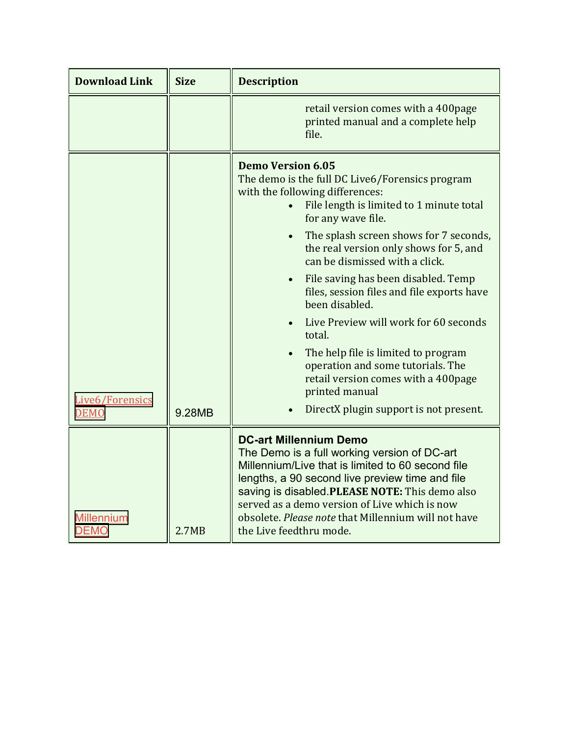| Download Link | Size | Description |
| --- | --- | --- |
| | | retail version comes with a 400page printed manual and a complete help file. |
| Live6/Forensics DEMO | 9.28MB | **Demo Version 6.05** The demo is the full DC Live6/Forensics program with the following differences: • File length is limited to 1 minute total for any wave file. • The splash screen shows for 7 seconds, the real version only shows for 5, and can be dismissed with a click. • File saving has been disabled. Temp files, session files and file exports have been disabled. • Live Preview will work for 60 seconds total. • The help file is limited to program operation and some tutorials. The retail version comes with a 400page printed manual • DirectX plugin support is not present. |
| Millennium DEMO | 2.7MB | **DC-art Millennium Demo** The Demo is a full working version of DC-art Millennium/Live that is limited to 60 second file lengths, a 90 second live preview time and file saving is disabled.**PLEASE NOTE:** This demo also served as a demo version of Live which is now obsolete. *Please note* that Millennium will not have the Live feedthru mode. |